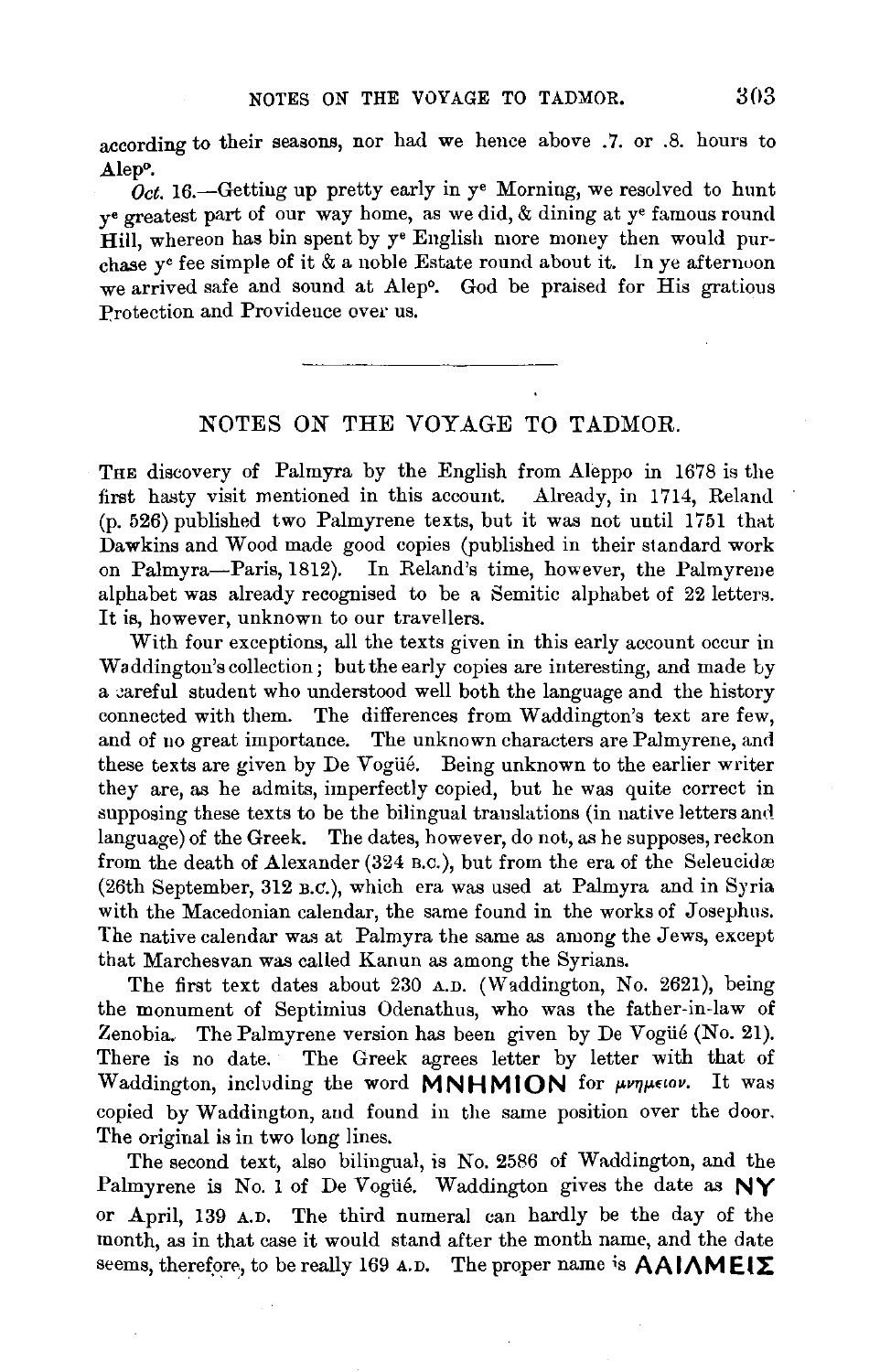according to their seasons, nor had we hence above .7. or .8. hours to Alep$^{o}$.

*Oct.* 16.—Getting up pretty early in y$^{e}$ Morning, we resolved to hunt y$^{e}$ greatest part of our way home, as we did, & dining at y$^{e}$ famous round Hill, whereon has bin spent by y$^{e}$ English more money then would purchase y$^{e}$ fee simple of it & a noble Estate round about it. In ye afternoon we arrived safe and sound at Alep$^{o}$. God be praised for His gratious Protection and Providence over us.

---

## NOTES ON THE VOYAGE TO TADMOR.

The discovery of Palmyra by the English from Aleppo in 1678 is the first hasty visit mentioned in this account. Already, in 1714, Reland (p. 526) published two Palmyrene texts, but it was not until 1751 that Dawkins and Wood made good copies (published in their standard work on Palmyra—Paris, 1812). In Reland's time, however, the Palmyrene alphabet was already recognised to be a Semitic alphabet of 22 letters. It is, however, unknown to our travellers.

With four exceptions, all the texts given in this early account occur in Waddington's collection; but the early copies are interesting, and made by a careful student who understood well both the language and the history connected with them. The differences from Waddington's text are few, and of no great importance. The unknown characters are Palmyrene, and these texts are given by De Vogüé. Being unknown to the earlier writer they are, as he admits, imperfectly copied, but he was quite correct in supposing these texts to be the bilingual translations (in native letters and language) of the Greek. The dates, however, do not, as he supposes, reckon from the death of Alexander (324 B.C.), but from the era of the Seleucidæ (26th September, 312 B.C.), which era was used at Palmyra and in Syria with the Macedonian calendar, the same found in the works of Josephus. The native calendar was at Palmyra the same as among the Jews, except that Marchesvan was called Kanun as among the Syrians.

The first text dates about 230 A.D. (Waddington, No. 2621), being the monument of Septimius Odenathus, who was the father-in-law of Zenobia. The Palmyrene version has been given by De Vogüé (No. 21). There is no date. The Greek agrees letter by letter with that of Waddington, including the word **MNHMION** for *μνημεῖον*. It was copied by Waddington, and found in the same position over the door. The original is in two long lines.

The second text, also bilingual, is No. 2586 of Waddington, and the Palmyrene is No. 1 of De Vogüé. Waddington gives the date as **NY** or April, 139 A.D. The third numeral can hardly be the day of the month, as in that case it would stand after the month name, and the date seems, therefore, to be really 169 A.D. The proper name is **AAIΛMEIΣ**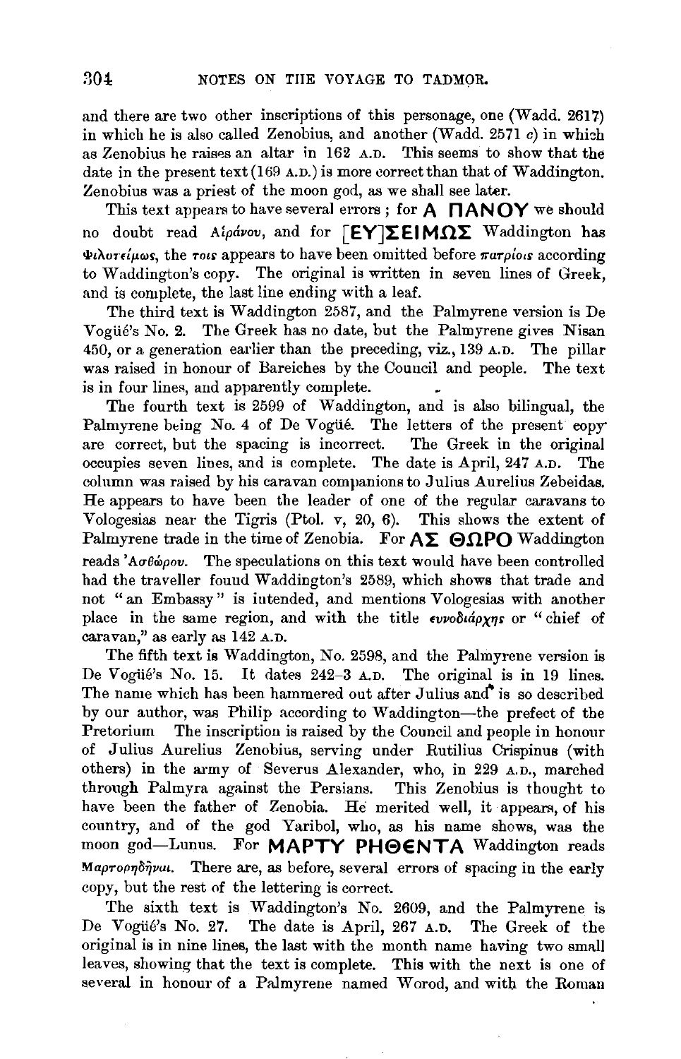and there are two other inscriptions of this personage, one (Wadd. 2617) in which he is also called Zenobius, and another (Wadd. 2571 *c*) in which as Zenobius he raises an altar in 162 A.D. This seems to show that the date in the present text (169 A.D.) is more correct than that of Waddington. Zenobius was a priest of the moon god, as we shall see later.

This text appears to have several errors; for **Α ΠΑΝΟΥ** we should no doubt read Αἰράνου, and for **[ΕΥ]ΣΕΙΜΩΣ** Waddington has Φιλοτείμως, the τοις appears to have been omitted before πατρίοις according to Waddington's copy. The original is written in seven lines of Greek, and is complete, the last line ending with a leaf.

The third text is Waddington 2587, and the Palmyrene version is De Vogüé's No. 2. The Greek has no date, but the Palmyrene gives Nisan 450, or a generation earlier than the preceding, viz., 139 A.D. The pillar was raised in honour of Bareiches by the Council and people. The text is in four lines, and apparently complete.

The fourth text is 2599 of Waddington, and is also bilingual, the Palmyrene being No. 4 of De Vogüé. The letters of the present copy are correct, but the spacing is incorrect. The Greek in the original occupies seven lines, and is complete. The date is April, 247 A.D. The column was raised by his caravan companions to Julius Aurelius Zebeidas. He appears to have been the leader of one of the regular caravans to Vologesias near the Tigris (Ptol. v, 20, 6). This shows the extent of Palmyrene trade in the time of Zenobia. For **ΑΣ ΘΩΡΟ** Waddington reads Ἀσθώρου. The speculations on this text would have been controlled had the traveller found Waddington's 2589, which shows that trade and not "an Embassy" is intended, and mentions Vologesias with another place in the same region, and with the title ϵυνοδιάρχης or "chief of caravan," as early as 142 A.D.

The fifth text is Waddington, No. 2598, and the Palmyrene version is De Vogüé's No. 15. It dates 242–3 A.D. The original is in 19 lines. The name which has been hammered out after Julius and is so described by our author, was Philip according to Waddington—the prefect of the Pretorium The inscription is raised by the Council and people in honour of Julius Aurelius Zenobius, serving under Rutilius Crispinus (with others) in the army of Severus Alexander, who, in 229 A.D., marched through Palmyra against the Persians. This Zenobius is thought to have been the father of Zenobia. He merited well, it appears, of his country, and of the god Yaribol, who, as his name shows, was the moon god—Lunus. For **ΜΑΡΤΥ ΡΗΘΕΝΤΑ** Waddington reads Μαρτορηδῆναι. There are, as before, several errors of spacing in the early copy, but the rest of the lettering is correct.

The sixth text is Waddington's No. 2609, and the Palmyrene is De Vogüé's No. 27. The date is April, 267 A.D. The Greek of the original is in nine lines, the last with the month name having two small leaves, showing that the text is complete. This with the next is one of several in honour of a Palmyrene named Worod, and with the Roman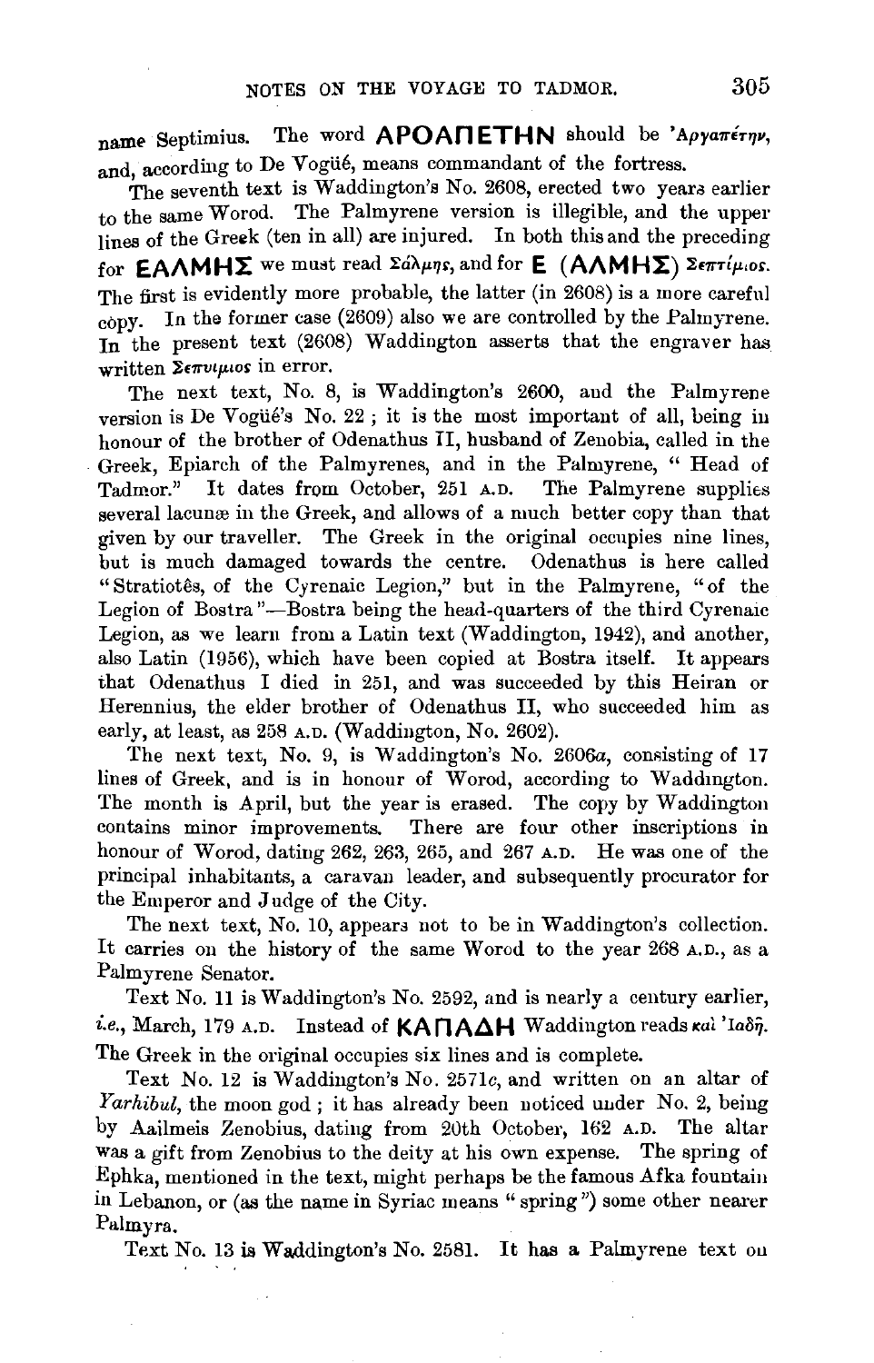name Septimius. The word **ΑΡΟΑΠΕΤΗΝ** should be Ἀργαπέτην, and, according to De Vogüé, means commandant of the fortress.

The seventh text is Waddington's No. 2608, erected two years earlier to the same Worod. The Palmyrene version is illegible, and the upper lines of the Greek (ten in all) are injured. In both this and the preceding for **ΕΑΛΜΗΣ** we must read Σάλμης, and for **Ε (ΑΛΜΗΣ)** Σεπτίμιος. The first is evidently more probable, the latter (in 2608) is a more careful copy. In the former case (2609) also we are controlled by the Palmyrene. In the present text (2608) Waddington asserts that the engraver has written Σεπνιμιος in error.

The next text, No. 8, is Waddington's 2600, and the Palmyrene version is De Vogüé's No. 22; it is the most important of all, being in honour of the brother of Odenathus II, husband of Zenobia, called in the Greek, Epiarch of the Palmyrenes, and in the Palmyrene, "Head of Tadmor." It dates from October, 251 A.D. The Palmyrene supplies several lacunæ in the Greek, and allows of a much better copy than that given by our traveller. The Greek in the original occupies nine lines, but is much damaged towards the centre. Odenathus is here called "Stratiotês, of the Cyrenaic Legion," but in the Palmyrene, "of the Legion of Bostra"—Bostra being the head-quarters of the third Cyrenaic Legion, as we learn from a Latin text (Waddington, 1942), and another, also Latin (1956), which have been copied at Bostra itself. It appears that Odenathus I died in 251, and was succeeded by this Heiran or Herennius, the elder brother of Odenathus II, who succeeded him as early, at least, as 258 A.D. (Waddington, No. 2602).

The next text, No. 9, is Waddington's No. 2606*a*, consisting of 17 lines of Greek, and is in honour of Worod, according to Waddington. The month is April, but the year is erased. The copy by Waddington contains minor improvements. There are four other inscriptions in honour of Worod, dating 262, 263, 265, and 267 A.D. He was one of the principal inhabitants, a caravan leader, and subsequently procurator for the Emperor and Judge of the City.

The next text, No. 10, appears not to be in Waddington's collection. It carries on the history of the same Worod to the year 268 A.D., as a Palmyrene Senator.

Text No. 11 is Waddington's No. 2592, and is nearly a century earlier, *i.e.*, March, 179 A.D. Instead of **ΚΑΠΑΔΗ** Waddington reads καὶ Ἰαδῆ. The Greek in the original occupies six lines and is complete.

Text No. 12 is Waddington's No. 2571*c*, and written on an altar of *Yarhibul*, the moon god; it has already been noticed under No. 2, being by Aailmeis Zenobius, dating from 20th October, 162 A.D. The altar was a gift from Zenobius to the deity at his own expense. The spring of Ephka, mentioned in the text, might perhaps be the famous Afka fountain in Lebanon, or (as the name in Syriac means "spring") some other nearer Palmyra.

Text No. 13 is Waddington's No. 2581. It has a Palmyrene text on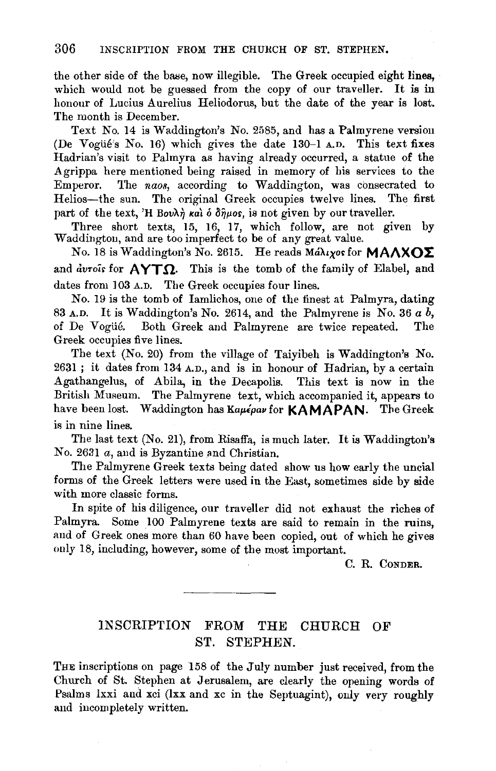the other side of the base, now illegible. The Greek occupied eight lines, which would not be guessed from the copy of our traveller. It is in honour of Lucius Aurelius Heliodorus, but the date of the year is lost. The month is December.

Text No. 14 is Waddington's No. 2585, and has a Palmyrene version (De Vogüé's No. 16) which gives the date 130–1 A.D. This text fixes Hadrian's visit to Palmyra as having already occurred, a statue of the Agrippa here mentioned being raised in memory of his services to the Emperor. The *naos*, according to Waddington, was consecrated to Helios—the sun. The original Greek occupies twelve lines. The first part of the text, Ἡ Βουλὴ καὶ ὁ δῆμος, is not given by our traveller.

Three short texts, 15, 16, 17, which follow, are not given by Waddington, and are too imperfect to be of any great value.

No. 18 is Waddington's No. 2615. He reads Μάλιχος for **ΜΑΛΧΟΣ** and αὐτοῖς for **ΑΥΤΩ**. This is the tomb of the family of Elabel, and dates from 103 A.D. The Greek occupies four lines.

No. 19 is the tomb of Iamlichos, one of the finest at Palmyra, dating 83 A.D. It is Waddington's No. 2614, and the Palmyrene is No. 36 *a b*, of De Vogüé. Both Greek and Palmyrene are twice repeated. The Greek occupies five lines.

The text (No. 20) from the village of Taiyibeh is Waddington's No. 2631; it dates from 134 A.D., and is in honour of Hadrian, by a certain Agathangelus, of Abila, in the Decapolis. This text is now in the British Museum. The Palmyrene text, which accompanied it, appears to have been lost. Waddington has Καμέραν for **ΚΑΜΑΡΑΝ**. The Greek is in nine lines.

The last text (No. 21), from Risaffa, is much later. It is Waddington's No. 2631 *a*, and is Byzantine and Christian.

The Palmyrene Greek texts being dated show us how early the uncial forms of the Greek letters were used in the East, sometimes side by side with more classic forms.

In spite of his diligence, our traveller did not exhaust the riches of Palmyra. Some 100 Palmyrene texts are said to remain in the ruins, and of Greek ones more than 60 have been copied, out of which he gives only 18, including, however, some of the most important.

C. R. CONDER.

---

## INSCRIPTION FROM THE CHURCH OF ST. STEPHEN.

THE inscriptions on page 158 of the July number just received, from the Church of St. Stephen at Jerusalem, are clearly the opening words of Psalms lxxi and xci (lxx and xc in the Septuagint), only very roughly and incompletely written.